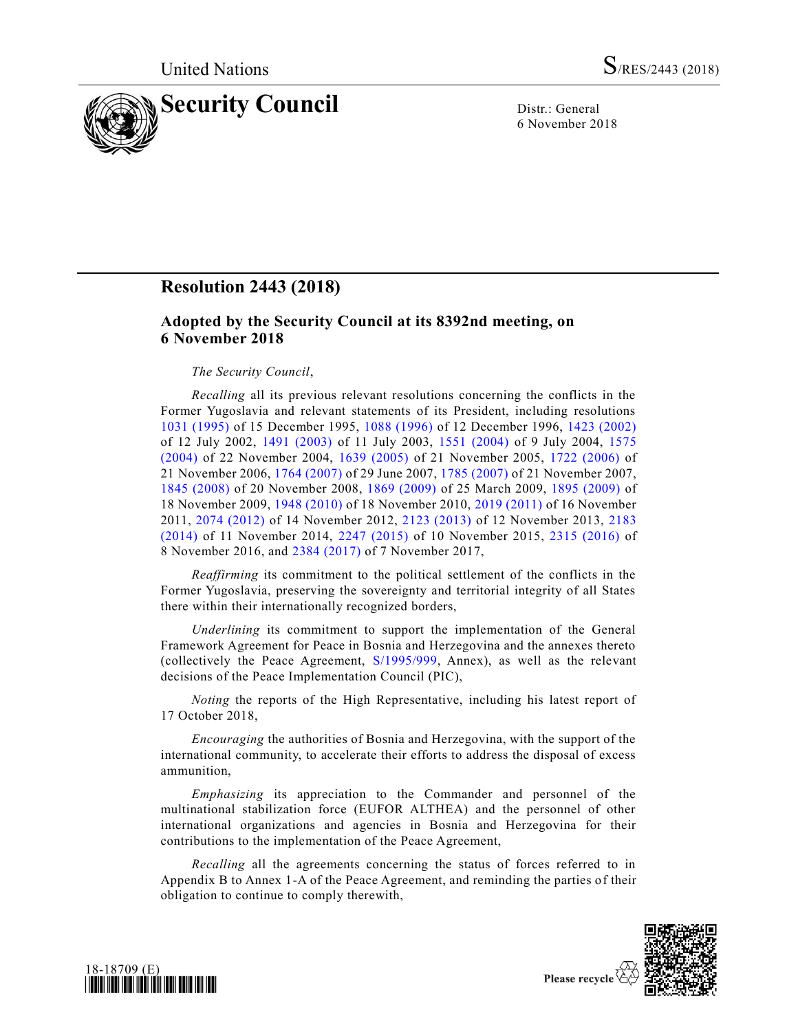United Nations S/RES/2443 (2018)

# Security Council

Distr.: General
6 November 2018

## Resolution 2443 (2018)

### Adopted by the Security Council at its 8392nd meeting, on 6 November 2018

*The Security Council*,

*Recalling* all its previous relevant resolutions concerning the conflicts in the Former Yugoslavia and relevant statements of its President, including resolutions 1031 (1995) of 15 December 1995, 1088 (1996) of 12 December 1996, 1423 (2002) of 12 July 2002, 1491 (2003) of 11 July 2003, 1551 (2004) of 9 July 2004, 1575 (2004) of 22 November 2004, 1639 (2005) of 21 November 2005, 1722 (2006) of 21 November 2006, 1764 (2007) of 29 June 2007, 1785 (2007) of 21 November 2007, 1845 (2008) of 20 November 2008, 1869 (2009) of 25 March 2009, 1895 (2009) of 18 November 2009, 1948 (2010) of 18 November 2010, 2019 (2011) of 16 November 2011, 2074 (2012) of 14 November 2012, 2123 (2013) of 12 November 2013, 2183 (2014) of 11 November 2014, 2247 (2015) of 10 November 2015, 2315 (2016) of 8 November 2016, and 2384 (2017) of 7 November 2017,

*Reaffirming* its commitment to the political settlement of the conflicts in the Former Yugoslavia, preserving the sovereignty and territorial integrity of all States there within their internationally recognized borders,

*Underlining* its commitment to support the implementation of the General Framework Agreement for Peace in Bosnia and Herzegovina and the annexes thereto (collectively the Peace Agreement, S/1995/999, Annex), as well as the relevant decisions of the Peace Implementation Council (PIC),

*Noting* the reports of the High Representative, including his latest report of 17 October 2018,

*Encouraging* the authorities of Bosnia and Herzegovina, with the support of the international community, to accelerate their efforts to address the disposal of excess ammunition,

*Emphasizing* its appreciation to the Commander and personnel of the multinational stabilization force (EUFOR ALTHEA) and the personnel of other international organizations and agencies in Bosnia and Herzegovina for their contributions to the implementation of the Peace Agreement,

*Recalling* all the agreements concerning the status of forces referred to in Appendix B to Annex 1-A of the Peace Agreement, and reminding the parties of their obligation to continue to comply therewith,

18-18709 (E)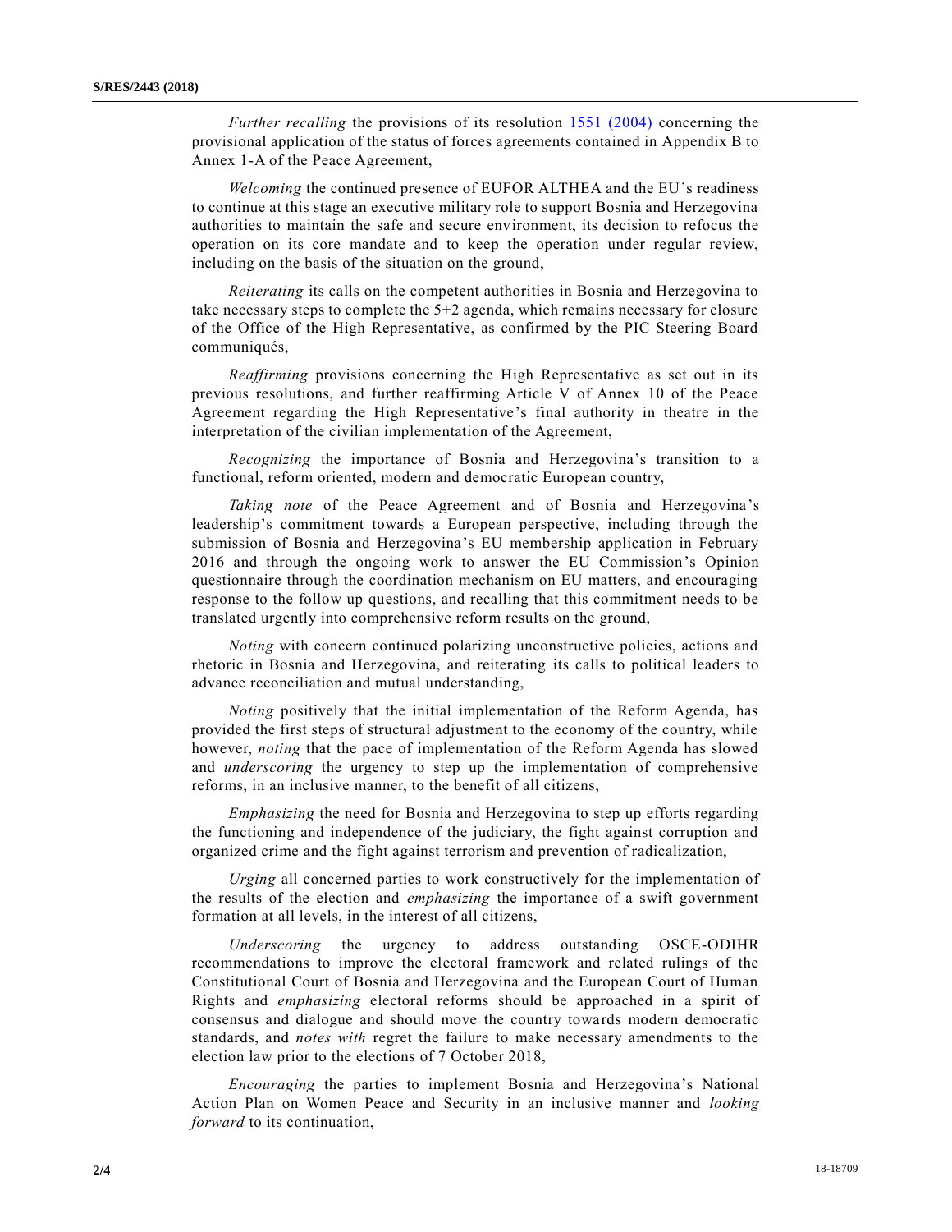*Further recalling* the provisions of its resolution 1551 (2004) concerning the provisional application of the status of forces agreements contained in Appendix B to Annex 1-A of the Peace Agreement,

*Welcoming* the continued presence of EUFOR ALTHEA and the EU's readiness to continue at this stage an executive military role to support Bosnia and Herzegovina authorities to maintain the safe and secure environment, its decision to refocus the operation on its core mandate and to keep the operation under regular review, including on the basis of the situation on the ground,

*Reiterating* its calls on the competent authorities in Bosnia and Herzegovina to take necessary steps to complete the 5+2 agenda, which remains necessary for closure of the Office of the High Representative, as confirmed by the PIC Steering Board communiqués,

*Reaffirming* provisions concerning the High Representative as set out in its previous resolutions, and further reaffirming Article V of Annex 10 of the Peace Agreement regarding the High Representative's final authority in theatre in the interpretation of the civilian implementation of the Agreement,

*Recognizing* the importance of Bosnia and Herzegovina's transition to a functional, reform oriented, modern and democratic European country,

*Taking note* of the Peace Agreement and of Bosnia and Herzegovina's leadership's commitment towards a European perspective, including through the submission of Bosnia and Herzegovina's EU membership application in February 2016 and through the ongoing work to answer the EU Commission's Opinion questionnaire through the coordination mechanism on EU matters, and encouraging response to the follow up questions, and recalling that this commitment needs to be translated urgently into comprehensive reform results on the ground,

*Noting* with concern continued polarizing unconstructive policies, actions and rhetoric in Bosnia and Herzegovina, and reiterating its calls to political leaders to advance reconciliation and mutual understanding,

*Noting* positively that the initial implementation of the Reform Agenda, has provided the first steps of structural adjustment to the economy of the country, while however, *noting* that the pace of implementation of the Reform Agenda has slowed and *underscoring* the urgency to step up the implementation of comprehensive reforms, in an inclusive manner, to the benefit of all citizens,

*Emphasizing* the need for Bosnia and Herzegovina to step up efforts regarding the functioning and independence of the judiciary, the fight against corruption and organized crime and the fight against terrorism and prevention of radicalization,

*Urging* all concerned parties to work constructively for the implementation of the results of the election and *emphasizing* the importance of a swift government formation at all levels, in the interest of all citizens,

*Underscoring* the urgency to address outstanding OSCE-ODIHR recommendations to improve the electoral framework and related rulings of the Constitutional Court of Bosnia and Herzegovina and the European Court of Human Rights and *emphasizing* electoral reforms should be approached in a spirit of consensus and dialogue and should move the country towards modern democratic standards, and *notes with* regret the failure to make necessary amendments to the election law prior to the elections of 7 October 2018,

*Encouraging* the parties to implement Bosnia and Herzegovina's National Action Plan on Women Peace and Security in an inclusive manner and *looking forward* to its continuation,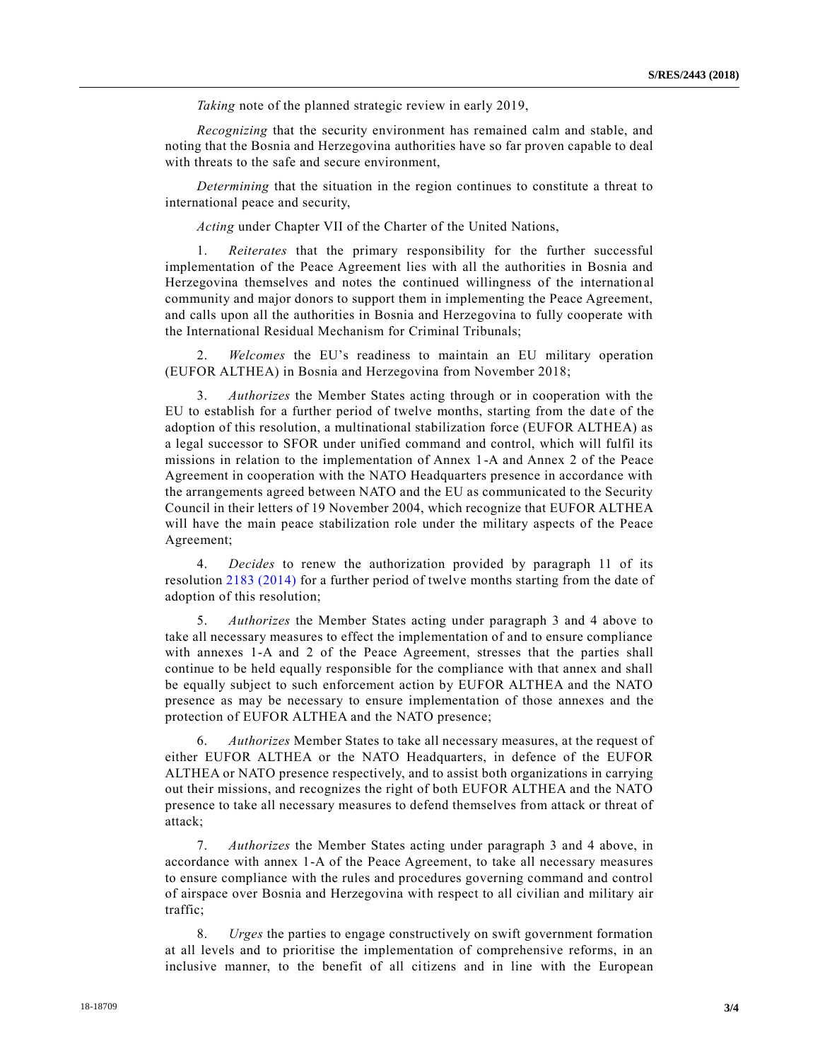*Taking* note of the planned strategic review in early 2019,

*Recognizing* that the security environment has remained calm and stable, and noting that the Bosnia and Herzegovina authorities have so far proven capable to deal with threats to the safe and secure environment,

*Determining* that the situation in the region continues to constitute a threat to international peace and security,

*Acting* under Chapter VII of the Charter of the United Nations,

1. *Reiterates* that the primary responsibility for the further successful implementation of the Peace Agreement lies with all the authorities in Bosnia and Herzegovina themselves and notes the continued willingness of the international community and major donors to support them in implementing the Peace Agreement, and calls upon all the authorities in Bosnia and Herzegovina to fully cooperate with the International Residual Mechanism for Criminal Tribunals;

2. *Welcomes* the EU's readiness to maintain an EU military operation (EUFOR ALTHEA) in Bosnia and Herzegovina from November 2018;

3. *Authorizes* the Member States acting through or in cooperation with the EU to establish for a further period of twelve months, starting from the date of the adoption of this resolution, a multinational stabilization force (EUFOR ALTHEA) as a legal successor to SFOR under unified command and control, which will fulfil its missions in relation to the implementation of Annex 1-A and Annex 2 of the Peace Agreement in cooperation with the NATO Headquarters presence in accordance with the arrangements agreed between NATO and the EU as communicated to the Security Council in their letters of 19 November 2004, which recognize that EUFOR ALTHEA will have the main peace stabilization role under the military aspects of the Peace Agreement;

4. *Decides* to renew the authorization provided by paragraph 11 of its resolution 2183 (2014) for a further period of twelve months starting from the date of adoption of this resolution;

5. *Authorizes* the Member States acting under paragraph 3 and 4 above to take all necessary measures to effect the implementation of and to ensure compliance with annexes 1-A and 2 of the Peace Agreement, stresses that the parties shall continue to be held equally responsible for the compliance with that annex and shall be equally subject to such enforcement action by EUFOR ALTHEA and the NATO presence as may be necessary to ensure implementation of those annexes and the protection of EUFOR ALTHEA and the NATO presence;

6. *Authorizes* Member States to take all necessary measures, at the request of either EUFOR ALTHEA or the NATO Headquarters, in defence of the EUFOR ALTHEA or NATO presence respectively, and to assist both organizations in carrying out their missions, and recognizes the right of both EUFOR ALTHEA and the NATO presence to take all necessary measures to defend themselves from attack or threat of attack;

7. *Authorizes* the Member States acting under paragraph 3 and 4 above, in accordance with annex 1-A of the Peace Agreement, to take all necessary measures to ensure compliance with the rules and procedures governing command and control of airspace over Bosnia and Herzegovina with respect to all civilian and military air traffic;

8. *Urges* the parties to engage constructively on swift government formation at all levels and to prioritise the implementation of comprehensive reforms, in an inclusive manner, to the benefit of all citizens and in line with the European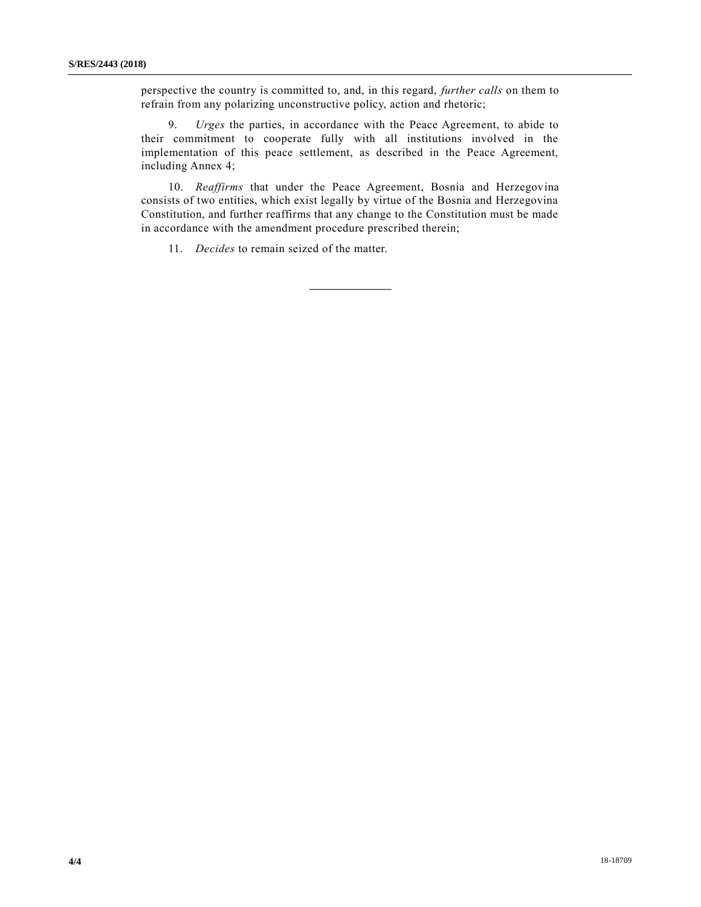perspective the country is committed to, and, in this regard, *further calls* on them to refrain from any polarizing unconstructive policy, action and rhetoric;

9. *Urges* the parties, in accordance with the Peace Agreement, to abide to their commitment to cooperate fully with all institutions involved in the implementation of this peace settlement, as described in the Peace Agreement, including Annex 4;

10. *Reaffirms* that under the Peace Agreement, Bosnia and Herzegovina consists of two entities, which exist legally by virtue of the Bosnia and Herzegovina Constitution, and further reaffirms that any change to the Constitution must be made in accordance with the amendment procedure prescribed therein;

11. *Decides* to remain seized of the matter.